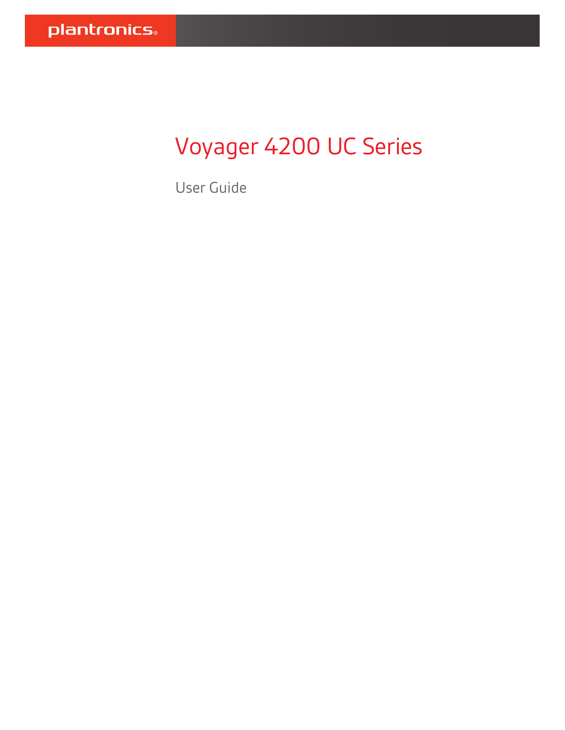plantronics.

# Voyager 4200 UC Series

User Guide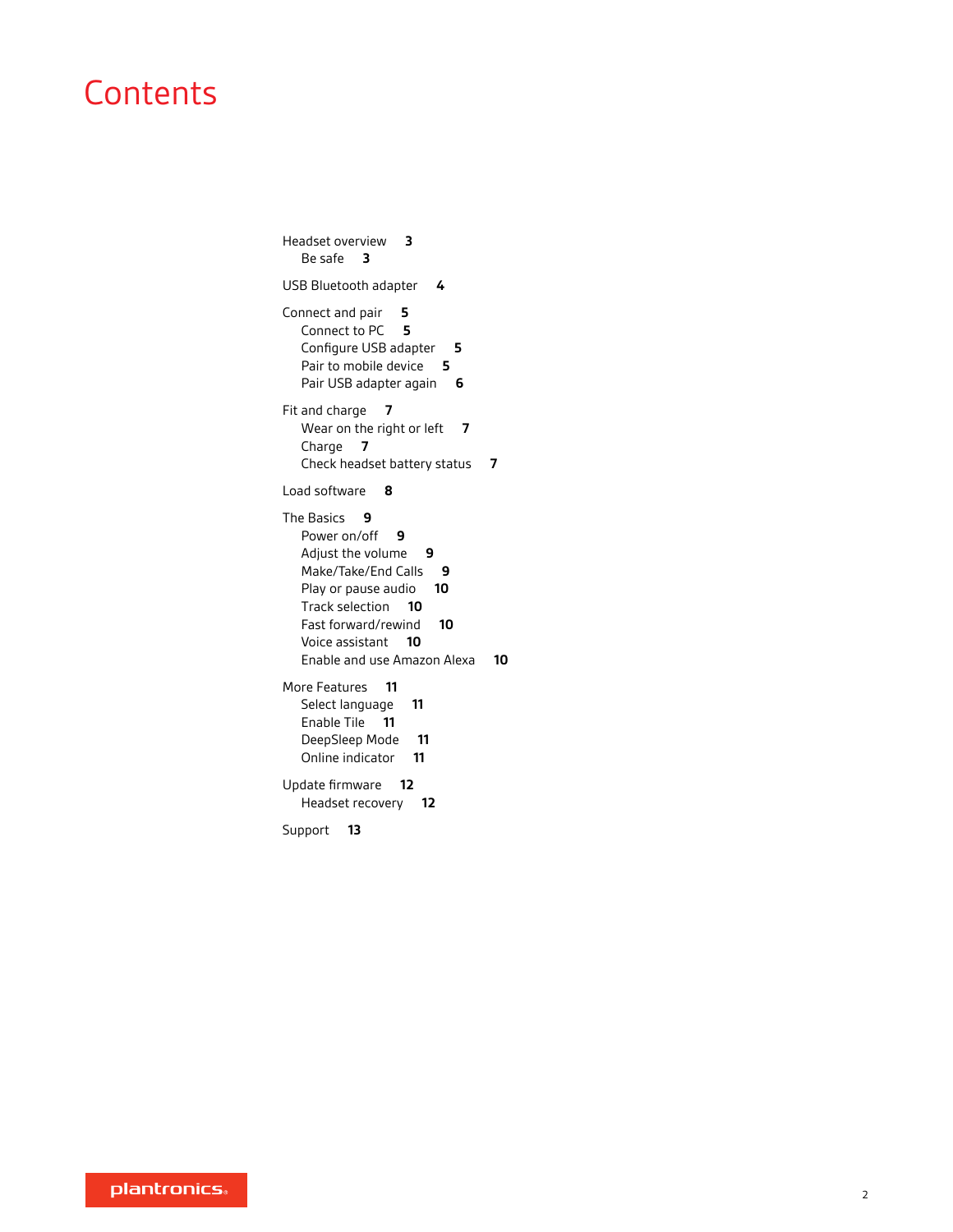# Contents

Headset overview **3**
- Be safe **3**

USB Bluetooth adapter **4**

Connect and pair **5**
- Connect to PC **5**
- Configure USB adapter **5**
- Pair to mobile device **5**
- Pair USB adapter again **6**

Fit and charge **7**
- Wear on the right or left **7**
- Charge **7**
- Check headset battery status **7**

Load software **8**

The Basics **9**
- Power on/off **9**
- Adjust the volume **9**
- Make/Take/End Calls **9**
- Play or pause audio **10**
- Track selection **10**
- Fast forward/rewind **10**
- Voice assistant **10**
- Enable and use Amazon Alexa **10**

More Features **11**
- Select language **11**
- Enable Tile **11**
- DeepSleep Mode **11**
- Online indicator **11**

Update firmware **12**
- Headset recovery **12**

Support **13**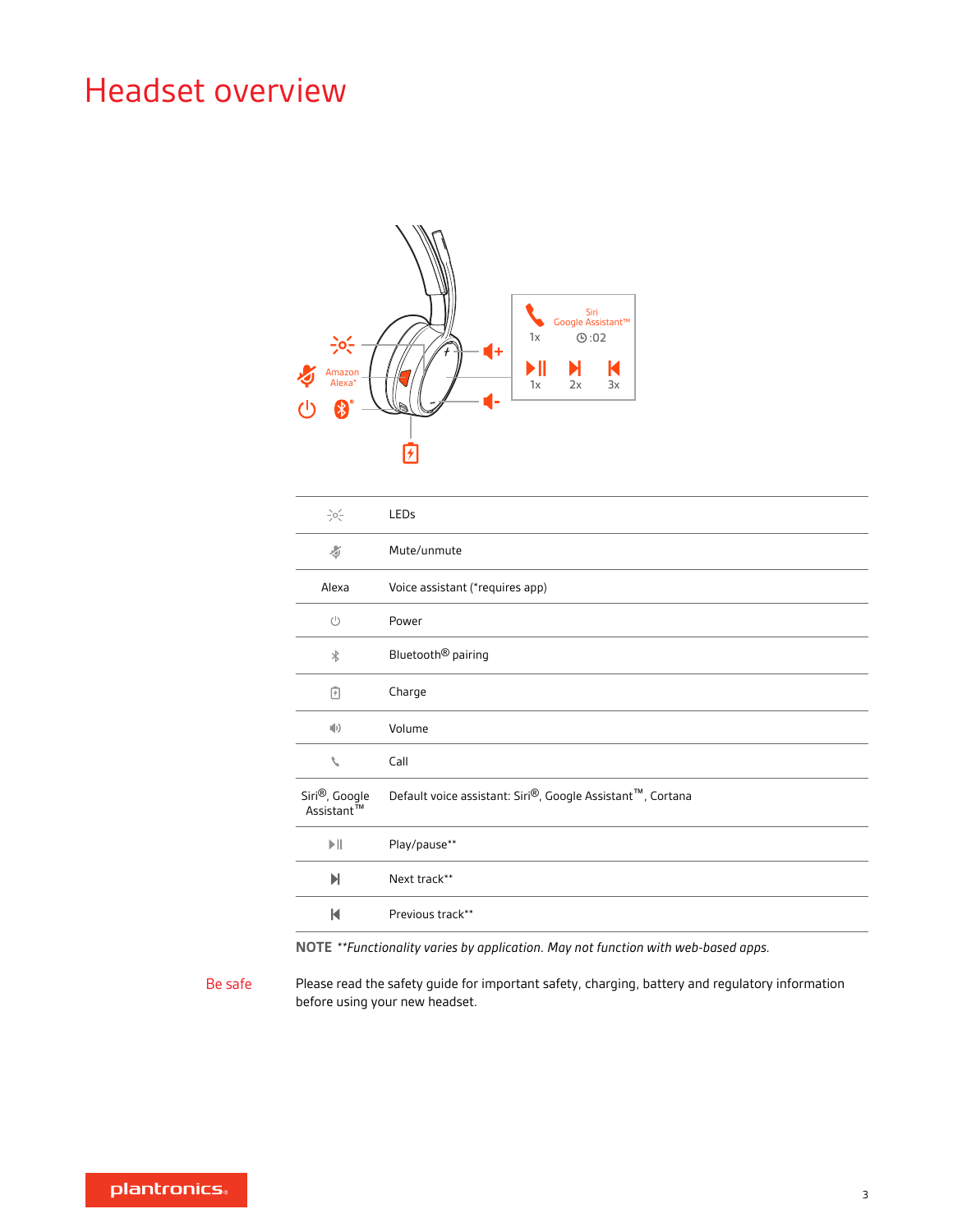# Headset overview

| | |
|---|---|
| | LEDs |
| | Mute/unmute |
| Alexa | Voice assistant (*requires app) |
| | Power |
| | Bluetooth® pairing |
| | Charge |
| | Volume |
| | Call |
| Siri®, Google Assistant™ | Default voice assistant: Siri®, Google Assistant™, Cortana |
| | Play/pause** |
| | Next track** |
| | Previous track** |

**NOTE** *\*\*Functionality varies by application. May not function with web-based apps.*

## Be safe

Please read the safety guide for important safety, charging, battery and regulatory information before using your new headset.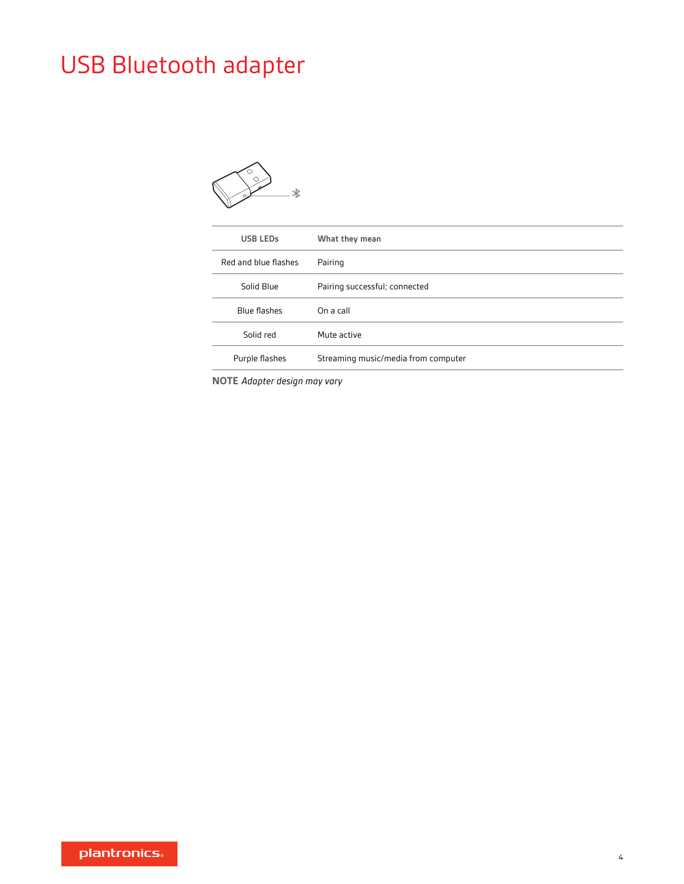# USB Bluetooth adapter

| USB LEDs | What they mean |
| --- | --- |
| Red and blue flashes | Pairing |
| Solid Blue | Pairing successful; connected |
| Blue flashes | On a call |
| Solid red | Mute active |
| Purple flashes | Streaming music/media from computer |

**NOTE** *Adapter design may vary*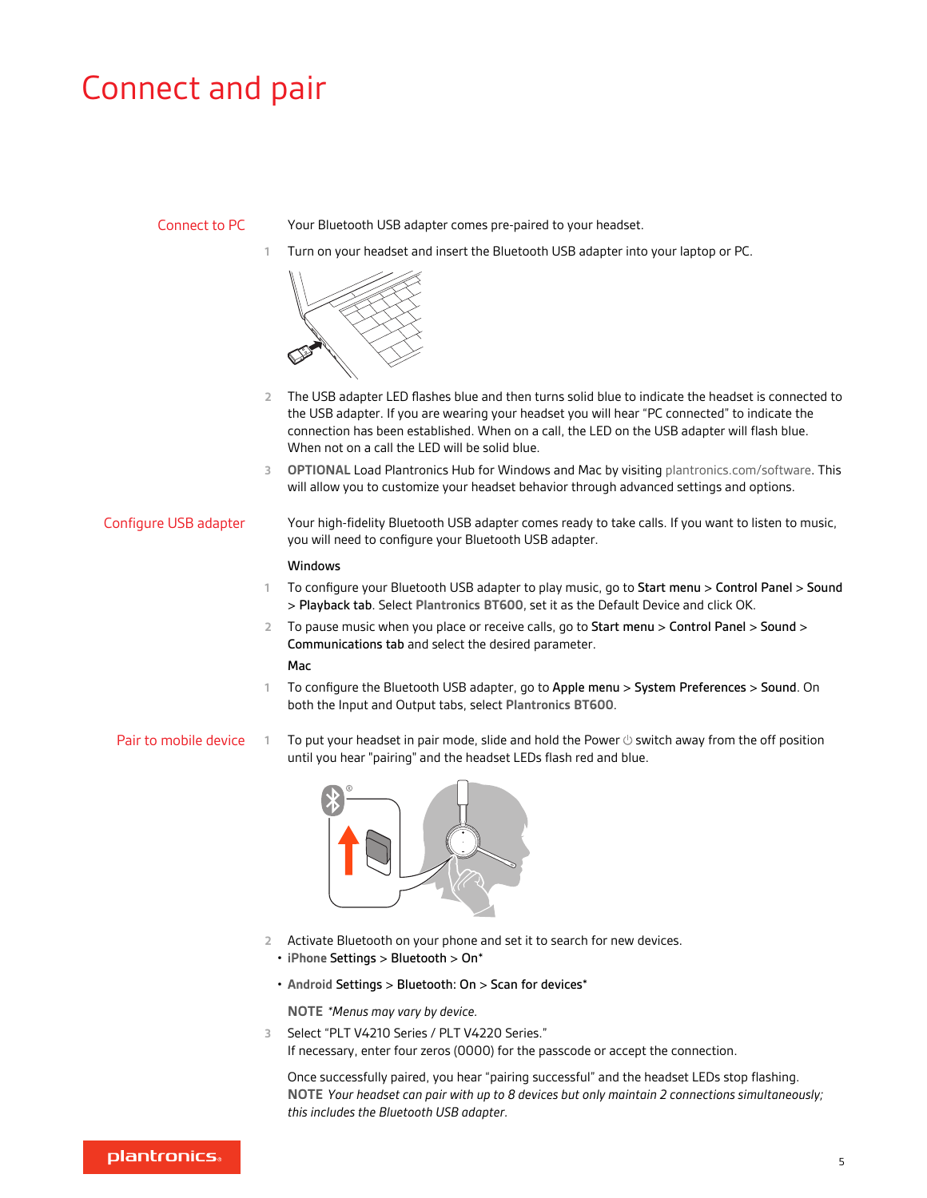# Connect and pair

## Connect to PC

Your Bluetooth USB adapter comes pre-paired to your headset.

1. Turn on your headset and insert the Bluetooth USB adapter into your laptop or PC.
2. The USB adapter LED flashes blue and then turns solid blue to indicate the headset is connected to the USB adapter. If you are wearing your headset you will hear "PC connected" to indicate the connection has been established. When on a call, the LED on the USB adapter will flash blue. When not on a call the LED will be solid blue.
3. **OPTIONAL** Load Plantronics Hub for Windows and Mac by visiting plantronics.com/software. This will allow you to customize your headset behavior through advanced settings and options.

## Configure USB adapter

Your high-fidelity Bluetooth USB adapter comes ready to take calls. If you want to listen to music, you will need to configure your Bluetooth USB adapter.

**Windows**

1. To configure your Bluetooth USB adapter to play music, go to **Start menu** > **Control Panel** > **Sound** > **Playback tab**. Select **Plantronics BT600**, set it as the Default Device and click OK.
2. To pause music when you place or receive calls, go to **Start menu** > **Control Panel** > **Sound** > **Communications tab** and select the desired parameter.

**Mac**

1. To configure the Bluetooth USB adapter, go to **Apple menu** > **System Preferences** > **Sound**. On both the Input and Output tabs, select **Plantronics BT600**.

## Pair to mobile device

1. To put your headset in pair mode, slide and hold the Power ⏻ switch away from the off position until you hear "pairing" and the headset LEDs flash red and blue.
2. Activate Bluetooth on your phone and set it to search for new devices.
   - **iPhone** Settings > Bluetooth > On*
   - **Android** Settings > Bluetooth: On > Scan for devices*

   **NOTE** *\*Menus may vary by device.*
3. Select "PLT V4210 Series / PLT V4220 Series."
   If necessary, enter four zeros (0000) for the passcode or accept the connection.

   Once successfully paired, you hear "pairing successful" and the headset LEDs stop flashing.
   **NOTE** *Your headset can pair with up to 8 devices but only maintain 2 connections simultaneously; this includes the Bluetooth USB adapter.*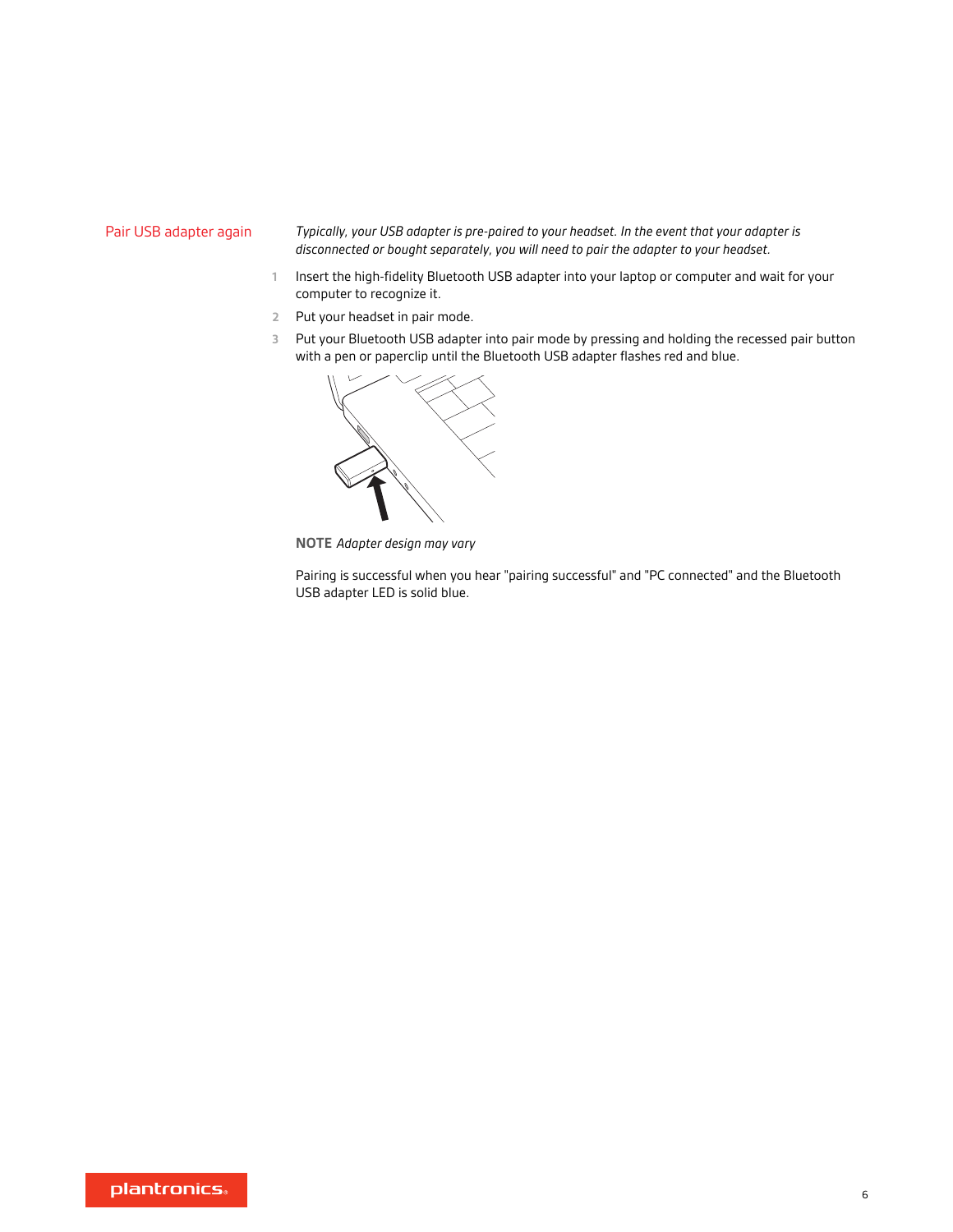## Pair USB adapter again

*Typically, your USB adapter is pre-paired to your headset. In the event that your adapter is disconnected or bought separately, you will need to pair the adapter to your headset.*

1. Insert the high-fidelity Bluetooth USB adapter into your laptop or computer and wait for your computer to recognize it.
2. Put your headset in pair mode.
3. Put your Bluetooth USB adapter into pair mode by pressing and holding the recessed pair button with a pen or paperclip until the Bluetooth USB adapter flashes red and blue.

**NOTE** *Adapter design may vary*

Pairing is successful when you hear "pairing successful" and "PC connected" and the Bluetooth USB adapter LED is solid blue.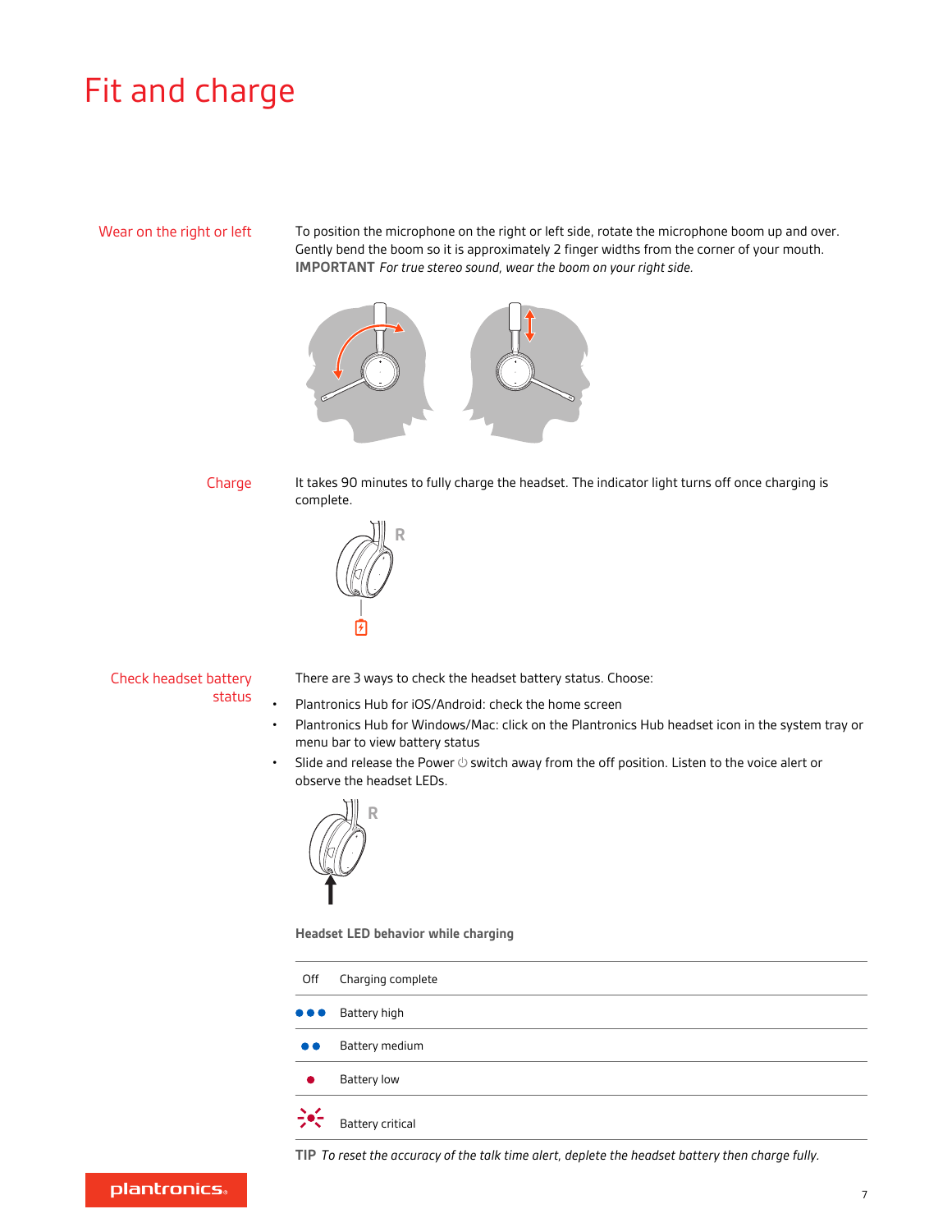# Fit and charge

## Wear on the right or left

To position the microphone on the right or left side, rotate the microphone boom up and over. Gently bend the boom so it is approximately 2 finger widths from the corner of your mouth.

**IMPORTANT** *For true stereo sound, wear the boom on your right side.*

## Charge

It takes 90 minutes to fully charge the headset. The indicator light turns off once charging is complete.

## Check headset battery status

There are 3 ways to check the headset battery status. Choose:

- Plantronics Hub for iOS/Android: check the home screen
- Plantronics Hub for Windows/Mac: click on the Plantronics Hub headset icon in the system tray or menu bar to view battery status
- Slide and release the Power ⏻ switch away from the off position. Listen to the voice alert or observe the headset LEDs.

**Headset LED behavior while charging**

| | |
|---|---|
| Off | Charging complete |
| ●●● | Battery high |
| ●● | Battery medium |
| ● | Battery low |
| (flashing) | Battery critical |

**TIP** *To reset the accuracy of the talk time alert, deplete the headset battery then charge fully.*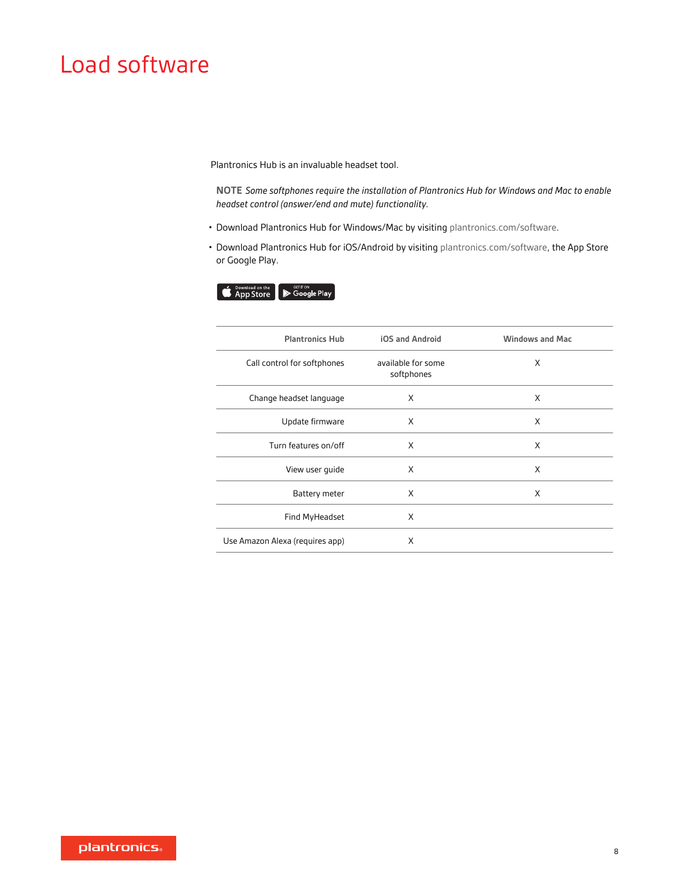# Load software

Plantronics Hub is an invaluable headset tool.

**NOTE** *Some softphones require the installation of Plantronics Hub for Windows and Mac to enable headset control (answer/end and mute) functionality.*

- Download Plantronics Hub for Windows/Mac by visiting plantronics.com/software.
- Download Plantronics Hub for iOS/Android by visiting plantronics.com/software, the App Store or Google Play.

| Plantronics Hub | iOS and Android | Windows and Mac |
|---|---|---|
| Call control for softphones | available for some softphones | X |
| Change headset language | X | X |
| Update firmware | X | X |
| Turn features on/off | X | X |
| View user guide | X | X |
| Battery meter | X | X |
| Find MyHeadset | X | |
| Use Amazon Alexa (requires app) | X | |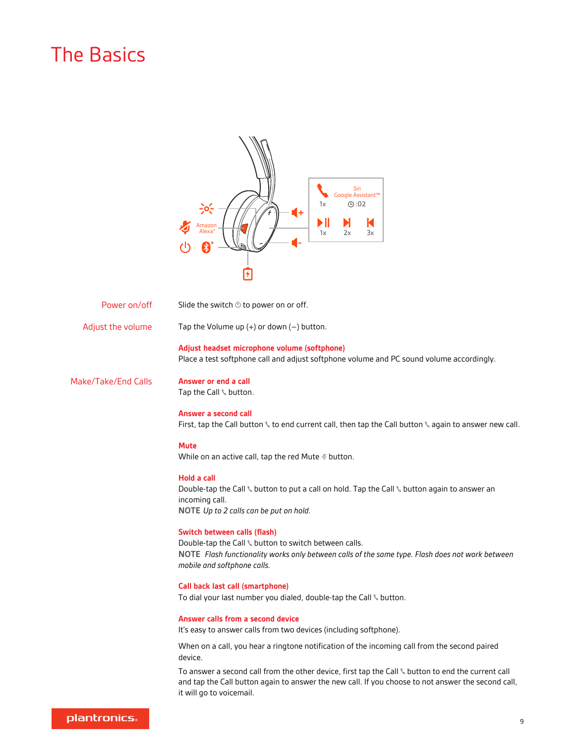# The Basics

Siri
Google Assistant™
1x
:02
1x
2x
3x
Amazon Alexa*

**Power on/off**

Slide the switch ⏻ to power on or off.

**Adjust the volume**

Tap the Volume up (+) or down (–) button.

**Adjust headset microphone volume (softphone)**
Place a test softphone call and adjust softphone volume and PC sound volume accordingly.

**Make/Take/End Calls**

**Answer or end a call**
Tap the Call button.

**Answer a second call**
First, tap the Call button to end current call, then tap the Call button again to answer new call.

**Mute**
While on an active call, tap the red Mute button.

**Hold a call**
Double-tap the Call button to put a call on hold. Tap the Call button again to answer an incoming call.
**NOTE** *Up to 2 calls can be put on hold.*

**Switch between calls (flash)**
Double-tap the Call button to switch between calls.
**NOTE** *Flash functionality works only between calls of the same type. Flash does not work between mobile and softphone calls.*

**Call back last call (smartphone)**
To dial your last number you dialed, double-tap the Call button.

**Answer calls from a second device**
It's easy to answer calls from two devices (including softphone).

When on a call, you hear a ringtone notification of the incoming call from the second paired device.

To answer a second call from the other device, first tap the Call button to end the current call and tap the Call button again to answer the new call. If you choose to not answer the second call, it will go to voicemail.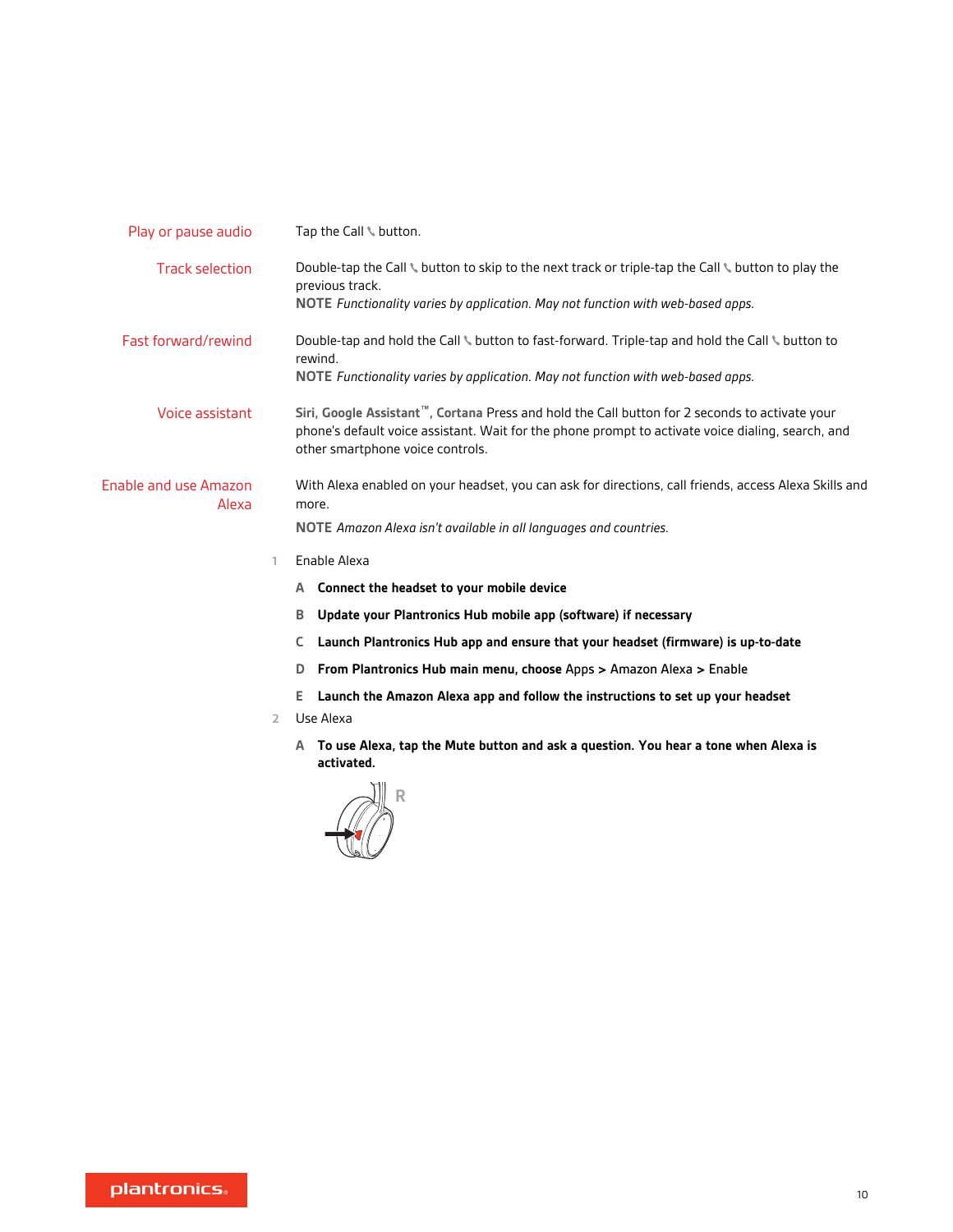**Play or pause audio**

Tap the Call button.

**Track selection**

Double-tap the Call button to skip to the next track or triple-tap the Call button to play the previous track.

**NOTE** *Functionality varies by application. May not function with web-based apps.*

**Fast forward/rewind**

Double-tap and hold the Call button to fast-forward. Triple-tap and hold the Call button to rewind.

**NOTE** *Functionality varies by application. May not function with web-based apps.*

**Voice assistant**

**Siri, Google Assistant™, Cortana** Press and hold the Call button for 2 seconds to activate your phone's default voice assistant. Wait for the phone prompt to activate voice dialing, search, and other smartphone voice controls.

**Enable and use Amazon Alexa**

With Alexa enabled on your headset, you can ask for directions, call friends, access Alexa Skills and more.

**NOTE** *Amazon Alexa isn't available in all languages and countries.*

1. Enable Alexa
   - A **Connect the headset to your mobile device**
   - B **Update your Plantronics Hub mobile app (software) if necessary**
   - C **Launch Plantronics Hub app and ensure that your headset (firmware) is up-to-date**
   - D **From Plantronics Hub main menu, choose** Apps > Amazon Alexa > Enable
   - E **Launch the Amazon Alexa app and follow the instructions to set up your headset**
2. Use Alexa
   - A **To use Alexa, tap the Mute button and ask a question. You hear a tone when Alexa is activated.**

R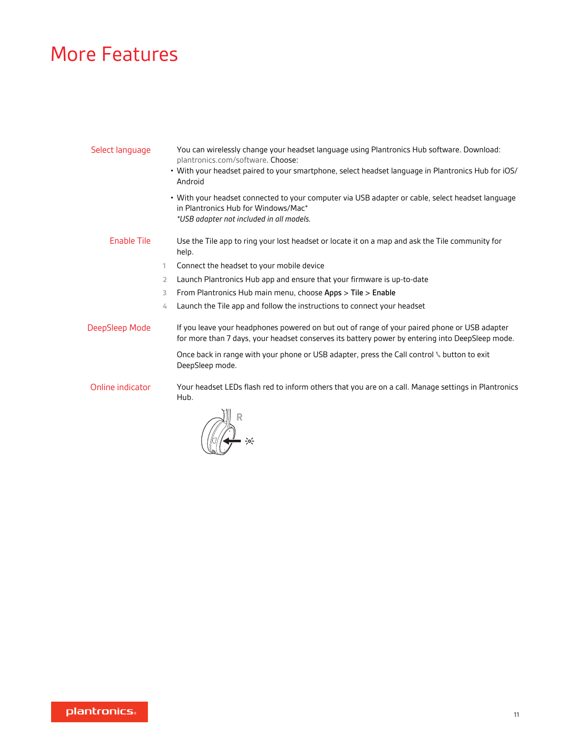# More Features

## Select language

You can wirelessly change your headset language using Plantronics Hub software. Download: plantronics.com/software. Choose:

- With your headset paired to your smartphone, select headset language in Plantronics Hub for iOS/Android
- With your headset connected to your computer via USB adapter or cable, select headset language in Plantronics Hub for Windows/Mac*
  *\*USB adapter not included in all models.*

## Enable Tile

Use the Tile app to ring your lost headset or locate it on a map and ask the Tile community for help.

1. Connect the headset to your mobile device
2. Launch Plantronics Hub app and ensure that your firmware is up-to-date
3. From Plantronics Hub main menu, choose **Apps** > **Tile** > **Enable**
4. Launch the Tile app and follow the instructions to connect your headset

## DeepSleep Mode

If you leave your headphones powered on but out of range of your paired phone or USB adapter for more than 7 days, your headset conserves its battery power by entering into DeepSleep mode.

Once back in range with your phone or USB adapter, press the Call control button to exit DeepSleep mode.

## Online indicator

Your headset LEDs flash red to inform others that you are on a call. Manage settings in Plantronics Hub.

R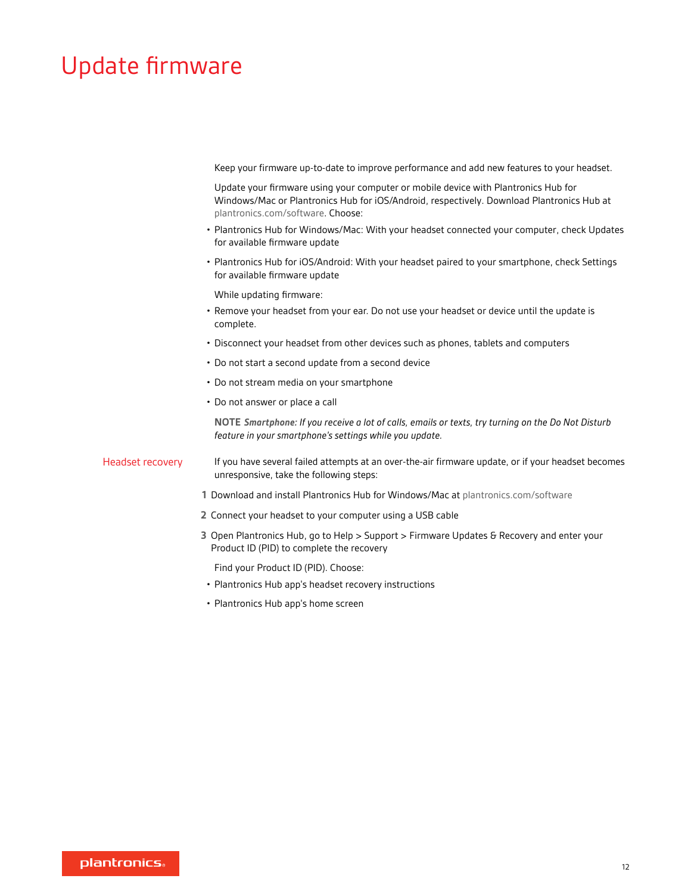# Update firmware

Keep your firmware up-to-date to improve performance and add new features to your headset.

Update your firmware using your computer or mobile device with Plantronics Hub for Windows/Mac or Plantronics Hub for iOS/Android, respectively. Download Plantronics Hub at plantronics.com/software. Choose:

- Plantronics Hub for Windows/Mac: With your headset connected your computer, check Updates for available firmware update
- Plantronics Hub for iOS/Android: With your headset paired to your smartphone, check Settings for available firmware update

While updating firmware:

- Remove your headset from your ear. Do not use your headset or device until the update is complete.
- Disconnect your headset from other devices such as phones, tablets and computers
- Do not start a second update from a second device
- Do not stream media on your smartphone
- Do not answer or place a call

**NOTE** ***Smartphone:*** *If you receive a lot of calls, emails or texts, try turning on the Do Not Disturb feature in your smartphone's settings while you update.*

## Headset recovery

If you have several failed attempts at an over-the-air firmware update, or if your headset becomes unresponsive, take the following steps:

1. Download and install Plantronics Hub for Windows/Mac at plantronics.com/software
2. Connect your headset to your computer using a USB cable
3. Open Plantronics Hub, go to Help > Support > Firmware Updates & Recovery and enter your Product ID (PID) to complete the recovery

Find your Product ID (PID). Choose:

- Plantronics Hub app's headset recovery instructions
- Plantronics Hub app's home screen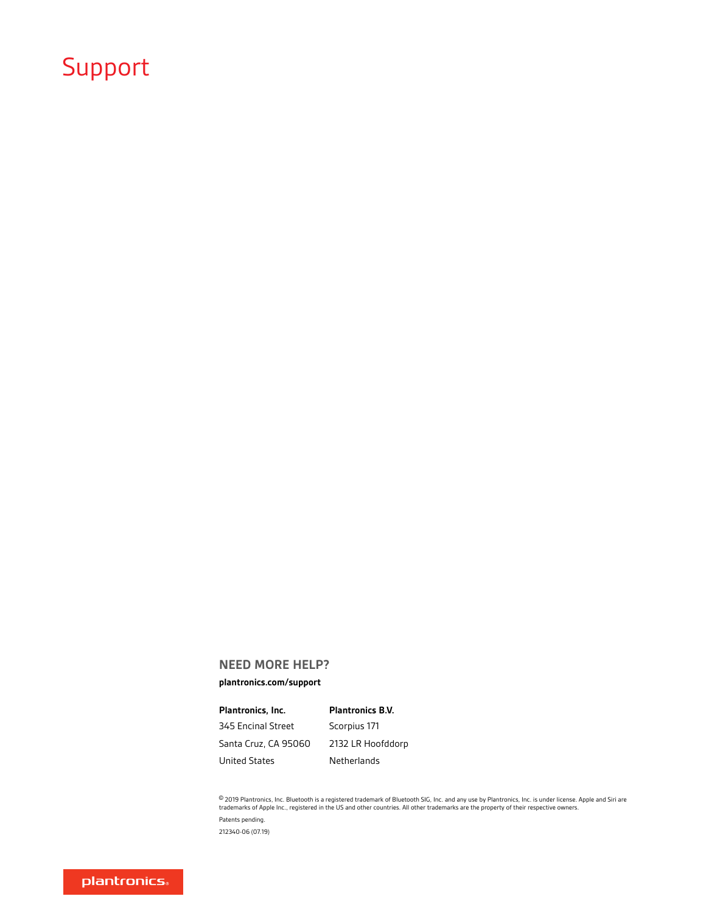# Support

**NEED MORE HELP?**

**plantronics.com/support**

| | |
|---|---|
| **Plantronics, Inc.** | **Plantronics B.V.** |
| 345 Encinal Street | Scorpius 171 |
| Santa Cruz, CA 95060 | 2132 LR Hoofddorp |
| United States | Netherlands |

© 2019 Plantronics, Inc. Bluetooth is a registered trademark of Bluetooth SIG, Inc. and any use by Plantronics, Inc. is under license. Apple and Siri are trademarks of Apple Inc., registered in the US and other countries. All other trademarks are the property of their respective owners.

Patents pending.

212340-06 (07.19)

plantronics.